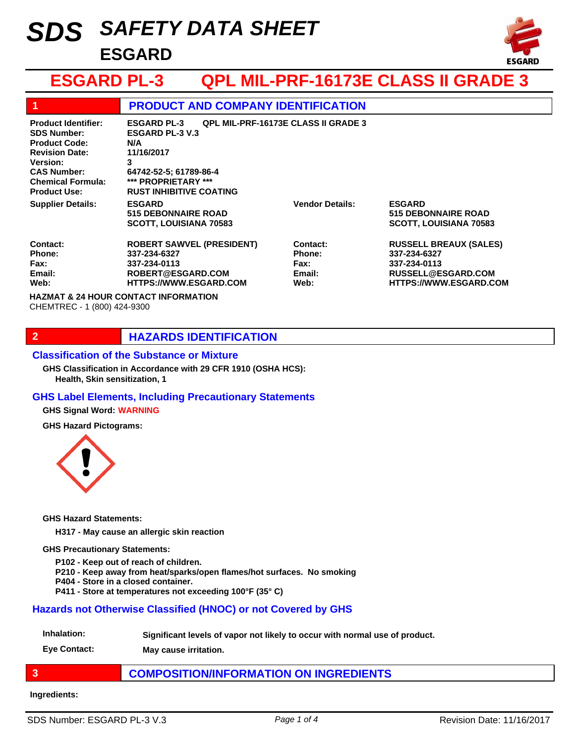# SDS SAFETY DATA SHEET
## ESGARD

# ESGARD PL-3 QPL MIL-PRF-16173E CLASS II GRADE 3

## 1 PRODUCT AND COMPANY IDENTIFICATION

| | |
|---|---|
| **Product Identifier:** | **ESGARD PL-3 QPL MIL-PRF-16173E CLASS II GRADE 3** |
| **SDS Number:** | **ESGARD PL-3 V.3** |
| **Product Code:** | **N/A** |
| **Revision Date:** | **11/16/2017** |
| **Version:** | **3** |
| **CAS Number:** | **64742-52-5; 61789-86-4** |
| **Chemical Formula:** | **\*\*\* PROPRIETARY \*\*\*** |
| **Product Use:** | **RUST INHIBITIVE COATING** |

| | | | |
|---|---|---|---|
| **Supplier Details:** | **ESGARD<br>515 DEBONNAIRE ROAD<br>SCOTT, LOUISIANA 70583** | **Vendor Details:** | **ESGARD<br>515 DEBONNAIRE ROAD<br>SCOTT, LOUISIANA 70583** |
| **Contact:** | **ROBERT SAWVEL (PRESIDENT)** | **Contact:** | **RUSSELL BREAUX (SALES)** |
| **Phone:** | **337-234-6327** | **Phone:** | **337-234-6327** |
| **Fax:** | **337-234-0113** | **Fax:** | **337-234-0113** |
| **Email:** | **ROBERT@ESGARD.COM** | **Email:** | **RUSSELL@ESGARD.COM** |
| **Web:** | **HTTPS://WWW.ESGARD.COM** | **Web:** | **HTTPS://WWW.ESGARD.COM** |

**HAZMAT & 24 HOUR CONTACT INFORMATION**
CHEMTREC - 1 (800) 424-9300

## 2 HAZARDS IDENTIFICATION

### Classification of the Substance or Mixture

**GHS Classification in Accordance with 29 CFR 1910 (OSHA HCS):**
**Health, Skin sensitization, 1**

### GHS Label Elements, Including Precautionary Statements

**GHS Signal Word: WARNING**

**GHS Hazard Pictograms:**

**GHS Hazard Statements:**

**H317 - May cause an allergic skin reaction**

**GHS Precautionary Statements:**

**P102 - Keep out of reach of children.**
**P210 - Keep away from heat/sparks/open flames/hot surfaces. No smoking**
**P404 - Store in a closed container.**
**P411 - Store at temperatures not exceeding 100°F (35° C)**

### Hazards not Otherwise Classified (HNOC) or not Covered by GHS

| | |
|---|---|
| **Inhalation:** | **Significant levels of vapor not likely to occur with normal use of product.** |
| **Eye Contact:** | **May cause irritation.** |

## 3 COMPOSITION/INFORMATION ON INGREDIENTS

**Ingredients:**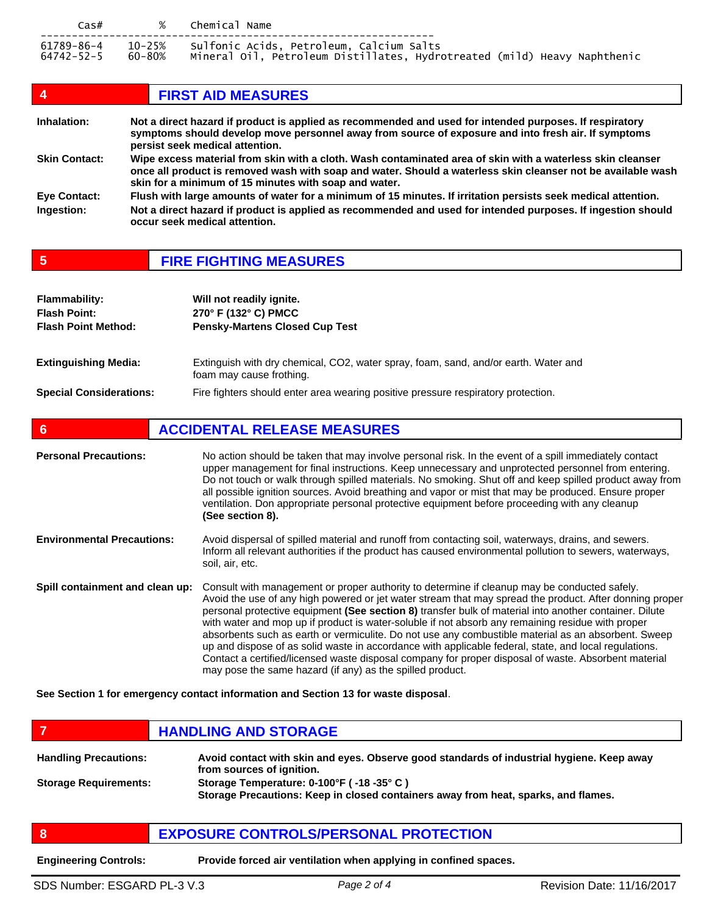| Cas# | % | Chemical Name |
|---|---|---|
| 61789-86-4 | 10-25% | Sulfonic Acids, Petroleum, Calcium Salts |
| 64742-52-5 | 60-80% | Mineral Oil, Petroleum Distillates, Hydrotreated (mild) Heavy Naphthenic |

## 4 FIRST AID MEASURES

**Inhalation:** **Not a direct hazard if product is applied as recommended and used for intended purposes. If respiratory symptoms should develop move personnel away from source of exposure and into fresh air. If symptoms persist seek medical attention.**

**Skin Contact:** **Wipe excess material from skin with a cloth. Wash contaminated area of skin with a waterless skin cleanser once all product is removed wash with soap and water. Should a waterless skin cleanser not be available wash skin for a minimum of 15 minutes with soap and water.**

**Eye Contact:** **Flush with large amounts of water for a minimum of 15 minutes. If irritation persists seek medical attention.**

**Ingestion:** **Not a direct hazard if product is applied as recommended and used for intended purposes. If ingestion should occur seek medical attention.**

## 5 FIRE FIGHTING MEASURES

**Flammability:** **Will not readily ignite.**
**Flash Point:** **270° F (132° C) PMCC**
**Flash Point Method:** **Pensky-Martens Closed Cup Test**

**Extinguishing Media:** Extinguish with dry chemical, $CO_2$, water spray, foam, sand, and/or earth. Water and foam may cause frothing.

**Special Considerations:** Fire fighters should enter area wearing positive pressure respiratory protection.

## 6 ACCIDENTAL RELEASE MEASURES

**Personal Precautions:** No action should be taken that may involve personal risk. In the event of a spill immediately contact upper management for final instructions. Keep unnecessary and unprotected personnel from entering. Do not touch or walk through spilled materials. No smoking. Shut off and keep spilled product away from all possible ignition sources. Avoid breathing and vapor or mist that may be produced. Ensure proper ventilation. Don appropriate personal protective equipment before proceeding with any cleanup **(See section 8).**

**Environmental Precautions:** Avoid dispersal of spilled material and runoff from contacting soil, waterways, drains, and sewers. Inform all relevant authorities if the product has caused environmental pollution to sewers, waterways, soil, air, etc.

**Spill containment and clean up:** Consult with management or proper authority to determine if cleanup may be conducted safely. Avoid the use of any high powered or jet water stream that may spread the product. After donning proper personal protective equipment **(See section 8)** transfer bulk of material into another container. Dilute with water and mop up if product is water-soluble if not absorb any remaining residue with proper absorbents such as earth or vermiculite. Do not use any combustible material as an absorbent. Sweep up and dispose of as solid waste in accordance with applicable federal, state, and local regulations. Contact a certified/licensed waste disposal company for proper disposal of waste. Absorbent material may pose the same hazard (if any) as the spilled product.

**See Section 1 for emergency contact information and Section 13 for waste disposal**.

## 7 HANDLING AND STORAGE

**Handling Precautions:** **Avoid contact with skin and eyes. Observe good standards of industrial hygiene. Keep away from sources of ignition.**

**Storage Requirements:** **Storage Temperature: 0-100°F ( -18 -35° C )**
**Storage Precautions: Keep in closed containers away from heat, sparks, and flames.**

## 8 EXPOSURE CONTROLS/PERSONAL PROTECTION

**Engineering Controls:** **Provide forced air ventilation when applying in confined spaces.**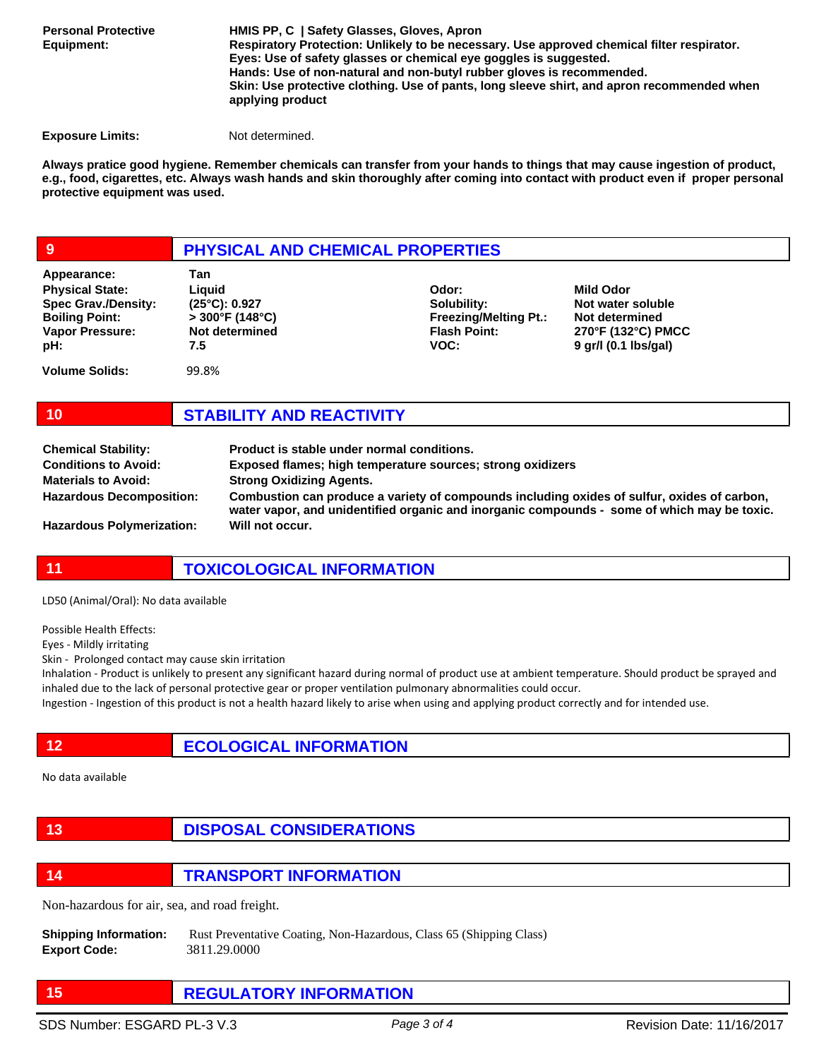**Personal Protective Equipment:**

**HMIS PP, C | Safety Glasses, Gloves, Apron**
**Respiratory Protection: Unlikely to be necessary. Use approved chemical filter respirator.**
**Eyes: Use of safety glasses or chemical eye goggles is suggested.**
**Hands: Use of non-natural and non-butyl rubber gloves is recommended.**
**Skin: Use protective clothing. Use of pants, long sleeve shirt, and apron recommended when applying product**

**Exposure Limits:** Not determined.

**Always pratice good hygiene. Remember chemicals can transfer from your hands to things that may cause ingestion of product, e.g., food, cigarettes, etc. Always wash hands and skin thoroughly after coming into contact with product even if proper personal protective equipment was used.**

## 9 PHYSICAL AND CHEMICAL PROPERTIES

| | | | |
|---|---|---|---|
| **Appearance:** | **Tan** | | |
| **Physical State:** | **Liquid** | **Odor:** | **Mild Odor** |
| **Spec Grav./Density:** | **(25°C): 0.927** | **Solubility:** | **Not water soluble** |
| **Boiling Point:** | **> 300°F (148°C)** | **Freezing/Melting Pt.:** | **Not determined** |
| **Vapor Pressure:** | **Not determined** | **Flash Point:** | **270°F (132°C) PMCC** |
| **pH:** | **7.5** | **VOC:** | **9 gr/l (0.1 lbs/gal)** |
| **Volume Solids:** | 99.8% | | |

## 10 STABILITY AND REACTIVITY

**Chemical Stability:** **Product is stable under normal conditions.**

**Conditions to Avoid:** **Exposed flames; high temperature sources; strong oxidizers**

**Materials to Avoid:** **Strong Oxidizing Agents.**

**Hazardous Decomposition:** **Combustion can produce a variety of compounds including oxides of sulfur, oxides of carbon, water vapor, and unidentified organic and inorganic compounds - some of which may be toxic.**

**Hazardous Polymerization:** **Will not occur.**

## 11 TOXICOLOGICAL INFORMATION

LD50 (Animal/Oral): No data available

Possible Health Effects:
Eyes - Mildly irritating
Skin - Prolonged contact may cause skin irritation
Inhalation - Product is unlikely to present any significant hazard during normal of product use at ambient temperature. Should product be sprayed and inhaled due to the lack of personal protective gear or proper ventilation pulmonary abnormalities could occur.
Ingestion - Ingestion of this product is not a health hazard likely to arise when using and applying product correctly and for intended use.

## 12 ECOLOGICAL INFORMATION

No data available

## 13 DISPOSAL CONSIDERATIONS

## 14 TRANSPORT INFORMATION

Non-hazardous for air, sea, and road freight.

**Shipping Information:** Rust Preventative Coating, Non-Hazardous, Class 65 (Shipping Class)
**Export Code:** 3811.29.0000

## 15 REGULATORY INFORMATION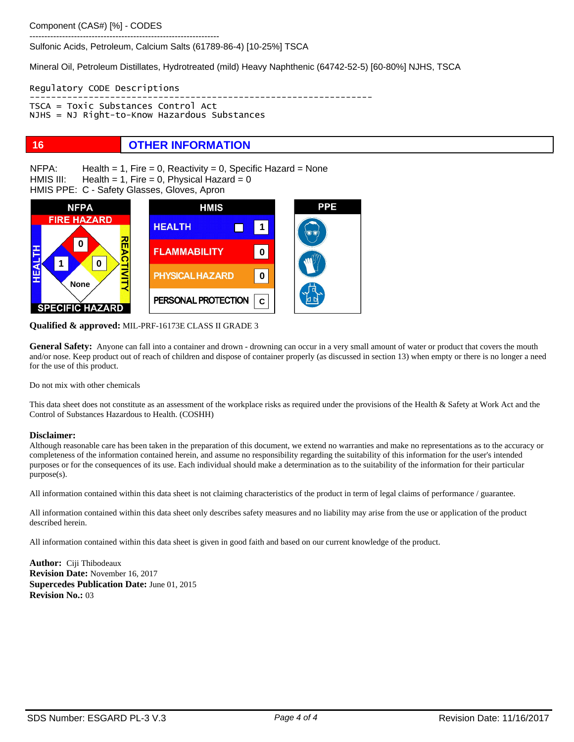Component (CAS#) [%] - CODES

----------------------------------------------------------------

Sulfonic Acids, Petroleum, Calcium Salts (61789-86-4) [10-25%] TSCA

Mineral Oil, Petroleum Distillates, Hydrotreated (mild) Heavy Naphthenic (64742-52-5) [60-80%] NJHS, TSCA

```
Regulatory CODE Descriptions
----------------------------------------------------------------
TSCA = Toxic Substances Control Act
NJHS = NJ Right-to-Know Hazardous Substances
```

## 16 OTHER INFORMATION

NFPA: Health = 1, Fire = 0, Reactivity = 0, Specific Hazard = None
HMIS III: Health = 1, Fire = 0, Physical Hazard = 0
HMIS PPE: C - Safety Glasses, Gloves, Apron

NFPA
FIRE HAZARD
0
HEALTH
1
REACTIVITY
0
None
SPECIFIC HAZARD

| HMIS | |
|---|---|
| HEALTH | 1 |
| FLAMMABILITY | 0 |
| PHYSICAL HAZARD | 0 |
| PERSONAL PROTECTION | C |

PPE

**Qualified & approved:** MIL-PRF-16173E CLASS II GRADE 3

**General Safety:** Anyone can fall into a container and drown - drowning can occur in a very small amount of water or product that covers the mouth and/or nose. Keep product out of reach of children and dispose of container properly (as discussed in section 13) when empty or there is no longer a need for the use of this product.

Do not mix with other chemicals

This data sheet does not constitute as an assessment of the workplace risks as required under the provisions of the Health & Safety at Work Act and the Control of Substances Hazardous to Health. (COSHH)

**Disclaimer:**
Although reasonable care has been taken in the preparation of this document, we extend no warranties and make no representations as to the accuracy or completeness of the information contained herein, and assume no responsibility regarding the suitability of this information for the user's intended purposes or for the consequences of its use. Each individual should make a determination as to the suitability of the information for their particular purpose(s).

All information contained within this data sheet is not claiming characteristics of the product in term of legal claims of performance / guarantee.

All information contained within this data sheet only describes safety measures and no liability may arise from the use or application of the product described herein.

All information contained within this data sheet is given in good faith and based on our current knowledge of the product.

**Author:** Ciji Thibodeaux
**Revision Date:** November 16, 2017
**Supercedes Publication Date:** June 01, 2015
**Revision No.:** 03